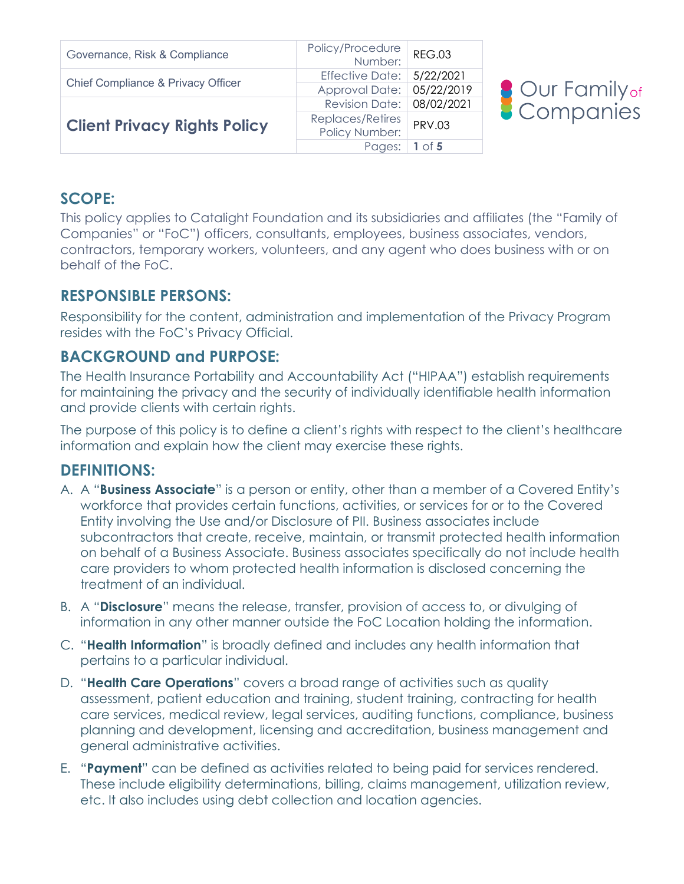| Governance, Risk & Compliance | Policy/Procedure Number: | REG.03 |
|---|---|---|
| Chief Compliance & Privacy Officer | Effective Date: | 5/22/2021 |
| | Approval Date: | 05/22/2019 |
| **Client Privacy Rights Policy** | Revision Date: | 08/02/2021 |
| | Replaces/Retires Policy Number: | PRV.03 |
| | Pages: | **1** of **5** |

Our Family of Companies

## SCOPE:

This policy applies to Catalight Foundation and its subsidiaries and affiliates (the "Family of Companies" or "FoC") officers, consultants, employees, business associates, vendors, contractors, temporary workers, volunteers, and any agent who does business with or on behalf of the FoC.

## RESPONSIBLE PERSONS:

Responsibility for the content, administration and implementation of the Privacy Program resides with the FoC's Privacy Official.

## BACKGROUND and PURPOSE:

The Health Insurance Portability and Accountability Act ("HIPAA") establish requirements for maintaining the privacy and the security of individually identifiable health information and provide clients with certain rights.

The purpose of this policy is to define a client's rights with respect to the client's healthcare information and explain how the client may exercise these rights.

## DEFINITIONS:

A. A "**Business Associate**" is a person or entity, other than a member of a Covered Entity's workforce that provides certain functions, activities, or services for or to the Covered Entity involving the Use and/or Disclosure of PII. Business associates include subcontractors that create, receive, maintain, or transmit protected health information on behalf of a Business Associate. Business associates specifically do not include health care providers to whom protected health information is disclosed concerning the treatment of an individual.

B. A "**Disclosure**" means the release, transfer, provision of access to, or divulging of information in any other manner outside the FoC Location holding the information.

C. "**Health Information**" is broadly defined and includes any health information that pertains to a particular individual.

D. "**Health Care Operations**" covers a broad range of activities such as quality assessment, patient education and training, student training, contracting for health care services, medical review, legal services, auditing functions, compliance, business planning and development, licensing and accreditation, business management and general administrative activities.

E. "**Payment**" can be defined as activities related to being paid for services rendered. These include eligibility determinations, billing, claims management, utilization review, etc. It also includes using debt collection and location agencies.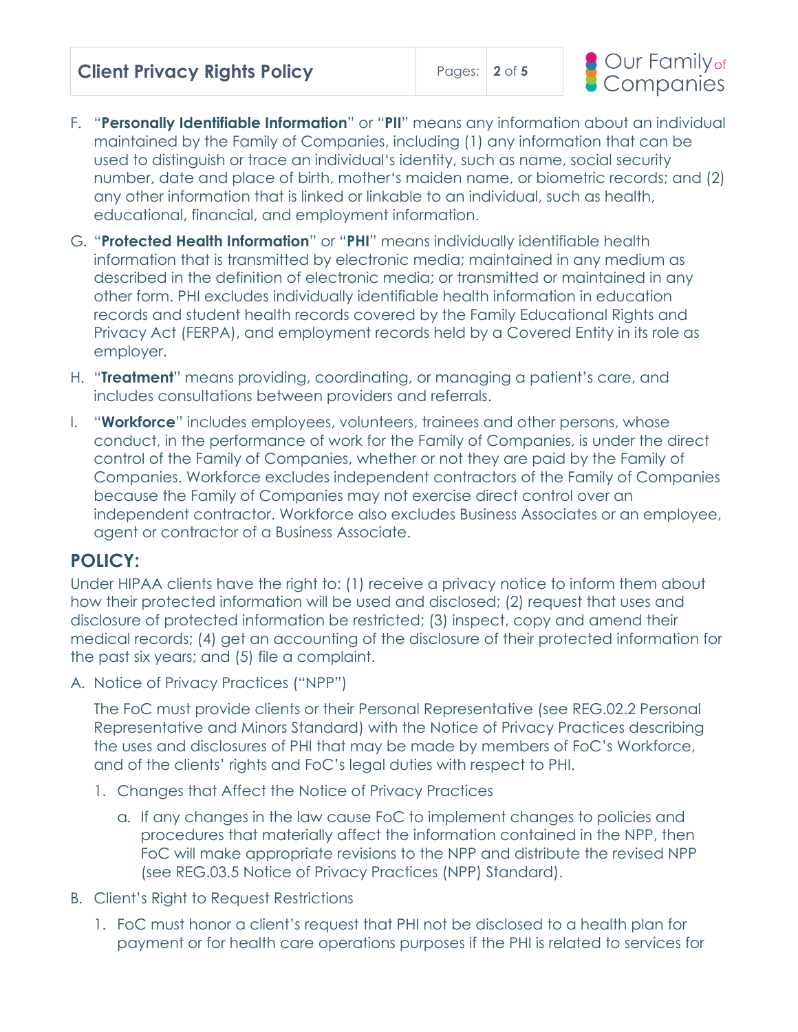F. "**Personally Identifiable Information**" or "**PII**" means any information about an individual maintained by the Family of Companies, including (1) any information that can be used to distinguish or trace an individual's identity, such as name, social security number, date and place of birth, mother's maiden name, or biometric records; and (2) any other information that is linked or linkable to an individual, such as health, educational, financial, and employment information.

G. "**Protected Health Information**" or "**PHI**" means individually identifiable health information that is transmitted by electronic media; maintained in any medium as described in the definition of electronic media; or transmitted or maintained in any other form. PHI excludes individually identifiable health information in education records and student health records covered by the Family Educational Rights and Privacy Act (FERPA), and employment records held by a Covered Entity in its role as employer.

H. "**Treatment**" means providing, coordinating, or managing a patient's care, and includes consultations between providers and referrals.

I. "**Workforce**" includes employees, volunteers, trainees and other persons, whose conduct, in the performance of work for the Family of Companies, is under the direct control of the Family of Companies, whether or not they are paid by the Family of Companies. Workforce excludes independent contractors of the Family of Companies because the Family of Companies may not exercise direct control over an independent contractor. Workforce also excludes Business Associates or an employee, agent or contractor of a Business Associate.

## POLICY:

Under HIPAA clients have the right to: (1) receive a privacy notice to inform them about how their protected information will be used and disclosed; (2) request that uses and disclosure of protected information be restricted; (3) inspect, copy and amend their medical records; (4) get an accounting of the disclosure of their protected information for the past six years; and (5) file a complaint.

A. Notice of Privacy Practices ("NPP")

   The FoC must provide clients or their Personal Representative (see REG.02.2 Personal Representative and Minors Standard) with the Notice of Privacy Practices describing the uses and disclosures of PHI that may be made by members of FoC's Workforce, and of the clients' rights and FoC's legal duties with respect to PHI.

   1. Changes that Affect the Notice of Privacy Practices

      a. If any changes in the law cause FoC to implement changes to policies and procedures that materially affect the information contained in the NPP, then FoC will make appropriate revisions to the NPP and distribute the revised NPP (see REG.03.5 Notice of Privacy Practices (NPP) Standard).

B. Client's Right to Request Restrictions

   1. FoC must honor a client's request that PHI not be disclosed to a health plan for payment or for health care operations purposes if the PHI is related to services for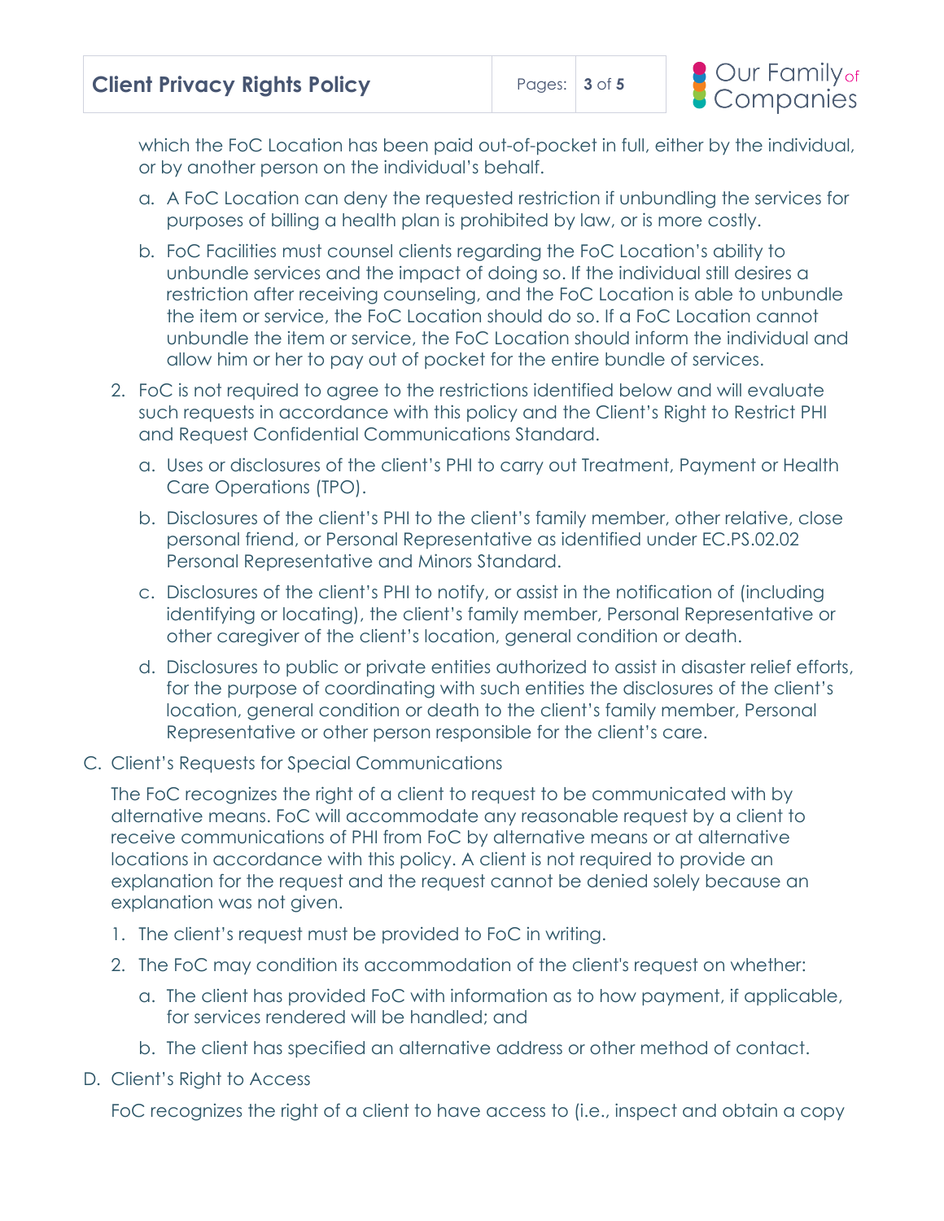which the FoC Location has been paid out-of-pocket in full, either by the individual, or by another person on the individual's behalf.

   a. A FoC Location can deny the requested restriction if unbundling the services for purposes of billing a health plan is prohibited by law, or is more costly.

   b. FoC Facilities must counsel clients regarding the FoC Location's ability to unbundle services and the impact of doing so. If the individual still desires a restriction after receiving counseling, and the FoC Location is able to unbundle the item or service, the FoC Location should do so. If a FoC Location cannot unbundle the item or service, the FoC Location should inform the individual and allow him or her to pay out of pocket for the entire bundle of services.

2. FoC is not required to agree to the restrictions identified below and will evaluate such requests in accordance with this policy and the Client's Right to Restrict PHI and Request Confidential Communications Standard.

   a. Uses or disclosures of the client's PHI to carry out Treatment, Payment or Health Care Operations (TPO).

   b. Disclosures of the client's PHI to the client's family member, other relative, close personal friend, or Personal Representative as identified under EC.PS.02.02 Personal Representative and Minors Standard.

   c. Disclosures of the client's PHI to notify, or assist in the notification of (including identifying or locating), the client's family member, Personal Representative or other caregiver of the client's location, general condition or death.

   d. Disclosures to public or private entities authorized to assist in disaster relief efforts, for the purpose of coordinating with such entities the disclosures of the client's location, general condition or death to the client's family member, Personal Representative or other person responsible for the client's care.

C. Client's Requests for Special Communications

The FoC recognizes the right of a client to request to be communicated with by alternative means. FoC will accommodate any reasonable request by a client to receive communications of PHI from FoC by alternative means or at alternative locations in accordance with this policy. A client is not required to provide an explanation for the request and the request cannot be denied solely because an explanation was not given.

1. The client's request must be provided to FoC in writing.

2. The FoC may condition its accommodation of the client's request on whether:

   a. The client has provided FoC with information as to how payment, if applicable, for services rendered will be handled; and

   b. The client has specified an alternative address or other method of contact.

D. Client's Right to Access

FoC recognizes the right of a client to have access to (i.e., inspect and obtain a copy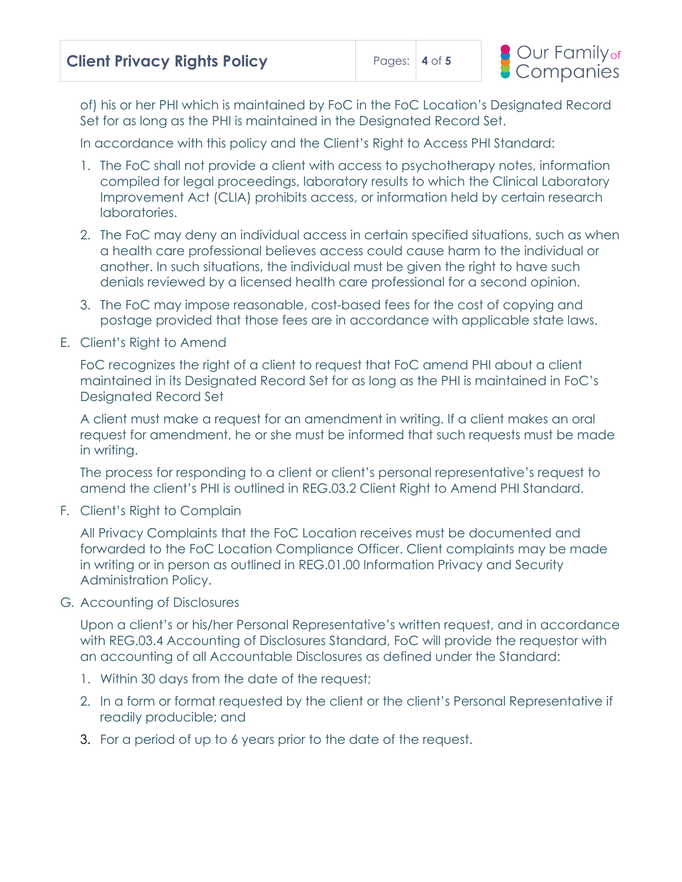of) his or her PHI which is maintained by FoC in the FoC Location's Designated Record Set for as long as the PHI is maintained in the Designated Record Set.

In accordance with this policy and the Client's Right to Access PHI Standard:

1. The FoC shall not provide a client with access to psychotherapy notes, information compiled for legal proceedings, laboratory results to which the Clinical Laboratory Improvement Act (CLIA) prohibits access, or information held by certain research laboratories.
2. The FoC may deny an individual access in certain specified situations, such as when a health care professional believes access could cause harm to the individual or another. In such situations, the individual must be given the right to have such denials reviewed by a licensed health care professional for a second opinion.
3. The FoC may impose reasonable, cost-based fees for the cost of copying and postage provided that those fees are in accordance with applicable state laws.

E. Client's Right to Amend

FoC recognizes the right of a client to request that FoC amend PHI about a client maintained in its Designated Record Set for as long as the PHI is maintained in FoC's Designated Record Set

A client must make a request for an amendment in writing. If a client makes an oral request for amendment, he or she must be informed that such requests must be made in writing.

The process for responding to a client or client's personal representative's request to amend the client's PHI is outlined in REG.03.2 Client Right to Amend PHI Standard.

F. Client's Right to Complain

All Privacy Complaints that the FoC Location receives must be documented and forwarded to the FoC Location Compliance Officer. Client complaints may be made in writing or in person as outlined in REG.01.00 Information Privacy and Security Administration Policy.

G. Accounting of Disclosures

Upon a client's or his/her Personal Representative's written request, and in accordance with REG.03.4 Accounting of Disclosures Standard, FoC will provide the requestor with an accounting of all Accountable Disclosures as defined under the Standard:

1. Within 30 days from the date of the request;
2. In a form or format requested by the client or the client's Personal Representative if readily producible; and
3. For a period of up to 6 years prior to the date of the request.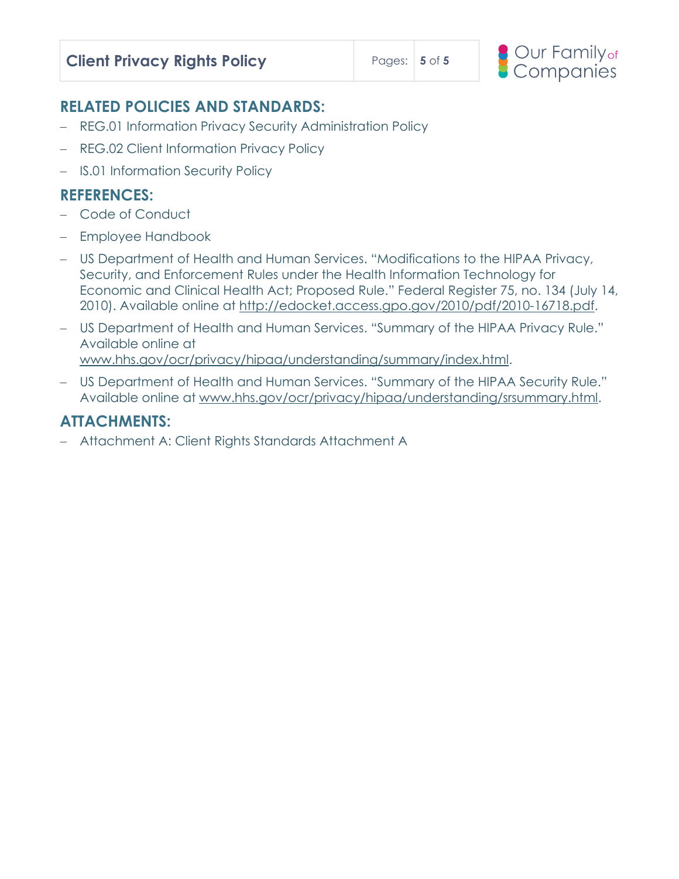## RELATED POLICIES AND STANDARDS:

- REG.01 Information Privacy Security Administration Policy
- REG.02 Client Information Privacy Policy
- IS.01 Information Security Policy

## REFERENCES:

- Code of Conduct
- Employee Handbook
- US Department of Health and Human Services. "Modifications to the HIPAA Privacy, Security, and Enforcement Rules under the Health Information Technology for Economic and Clinical Health Act; Proposed Rule." Federal Register 75, no. 134 (July 14, 2010). Available online at http://edocket.access.gpo.gov/2010/pdf/2010-16718.pdf.
- US Department of Health and Human Services. "Summary of the HIPAA Privacy Rule." Available online at www.hhs.gov/ocr/privacy/hipaa/understanding/summary/index.html.
- US Department of Health and Human Services. "Summary of the HIPAA Security Rule." Available online at www.hhs.gov/ocr/privacy/hipaa/understanding/srsummary.html.

## ATTACHMENTS:

- Attachment A: Client Rights Standards Attachment A